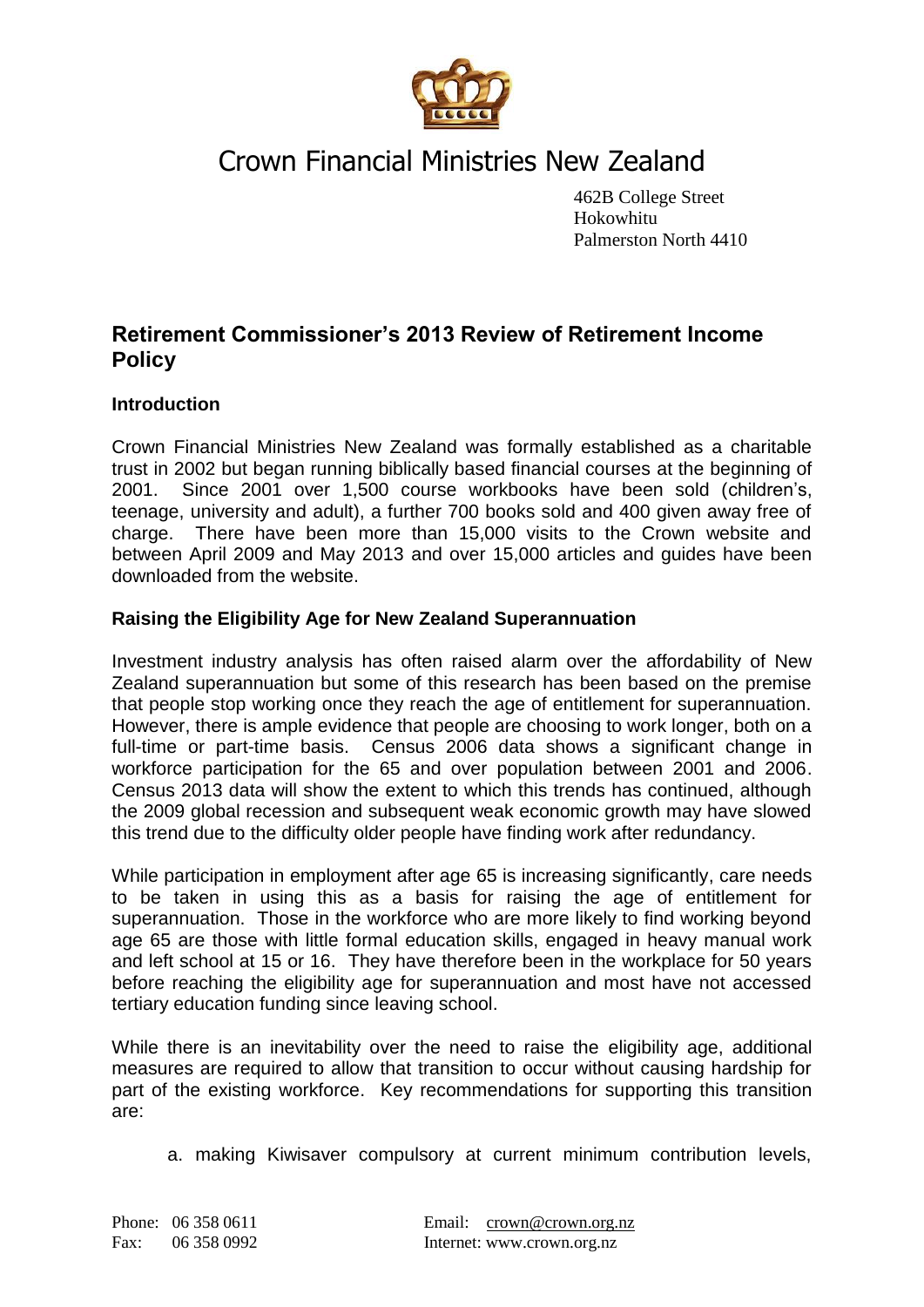# Crown Financial Ministries New Zealand

462B College Street
Hokowhitu
Palmerston North 4410

## Retirement Commissioner's 2013 Review of Retirement Income Policy

### Introduction

Crown Financial Ministries New Zealand was formally established as a charitable trust in 2002 but began running biblically based financial courses at the beginning of 2001. Since 2001 over 1,500 course workbooks have been sold (children's, teenage, university and adult), a further 700 books sold and 400 given away free of charge. There have been more than 15,000 visits to the Crown website and between April 2009 and May 2013 and over 15,000 articles and guides have been downloaded from the website.

### Raising the Eligibility Age for New Zealand Superannuation

Investment industry analysis has often raised alarm over the affordability of New Zealand superannuation but some of this research has been based on the premise that people stop working once they reach the age of entitlement for superannuation. However, there is ample evidence that people are choosing to work longer, both on a full-time or part-time basis. Census 2006 data shows a significant change in workforce participation for the 65 and over population between 2001 and 2006. Census 2013 data will show the extent to which this trends has continued, although the 2009 global recession and subsequent weak economic growth may have slowed this trend due to the difficulty older people have finding work after redundancy.

While participation in employment after age 65 is increasing significantly, care needs to be taken in using this as a basis for raising the age of entitlement for superannuation. Those in the workforce who are more likely to find working beyond age 65 are those with little formal education skills, engaged in heavy manual work and left school at 15 or 16. They have therefore been in the workplace for 50 years before reaching the eligibility age for superannuation and most have not accessed tertiary education funding since leaving school.

While there is an inevitability over the need to raise the eligibility age, additional measures are required to allow that transition to occur without causing hardship for part of the existing workforce. Key recommendations for supporting this transition are:

a. making Kiwisaver compulsory at current minimum contribution levels,

Phone: 06 358 0611
Fax: 06 358 0992

Email: crown@crown.org.nz
Internet: www.crown.org.nz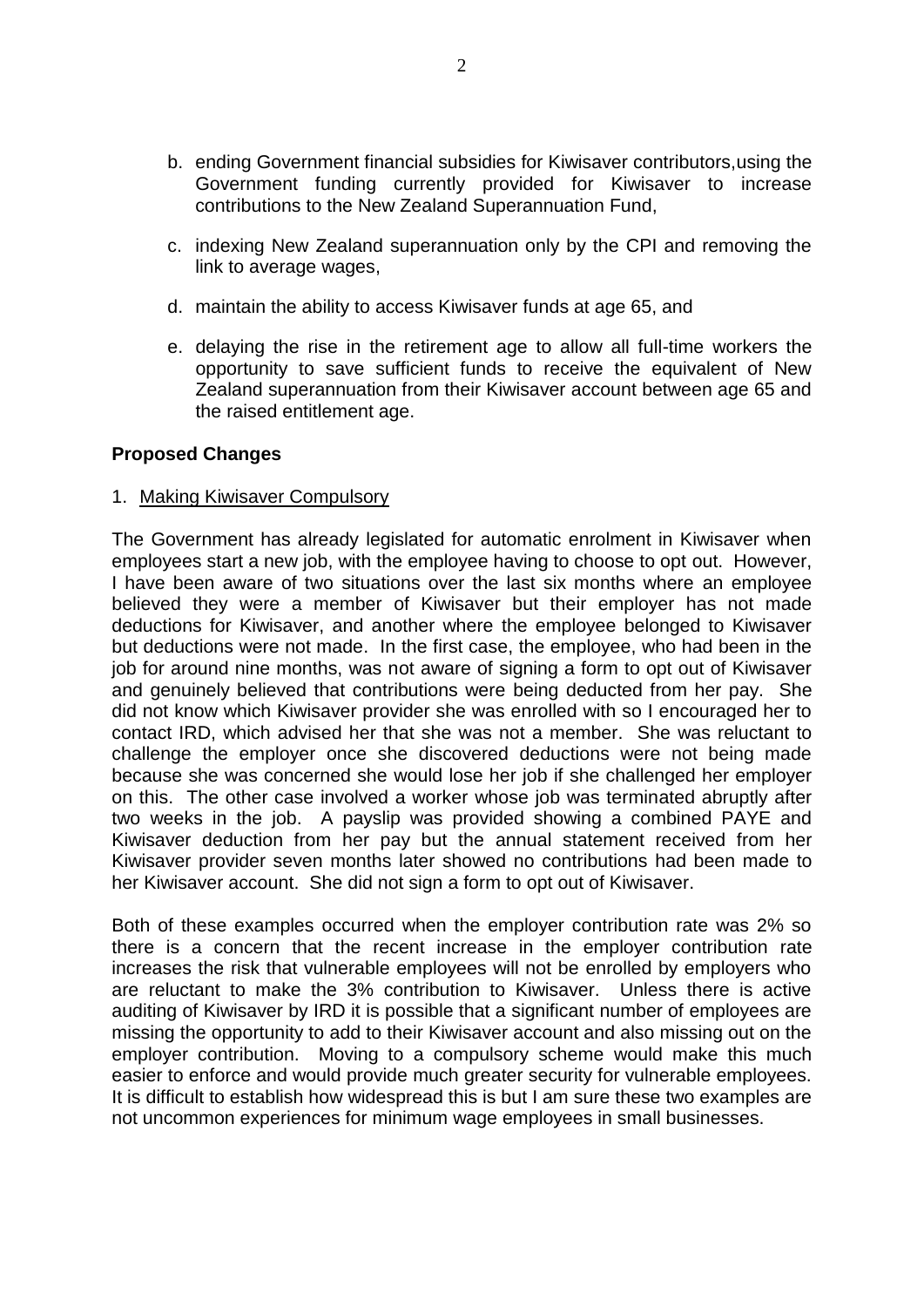b. ending Government financial subsidies for Kiwisaver contributors,using the Government funding currently provided for Kiwisaver to increase contributions to the New Zealand Superannuation Fund,

c. indexing New Zealand superannuation only by the CPI and removing the link to average wages,

d. maintain the ability to access Kiwisaver funds at age 65, and

e. delaying the rise in the retirement age to allow all full-time workers the opportunity to save sufficient funds to receive the equivalent of New Zealand superannuation from their Kiwisaver account between age 65 and the raised entitlement age.

**Proposed Changes**

1. Making Kiwisaver Compulsory

The Government has already legislated for automatic enrolment in Kiwisaver when employees start a new job, with the employee having to choose to opt out. However, I have been aware of two situations over the last six months where an employee believed they were a member of Kiwisaver but their employer has not made deductions for Kiwisaver, and another where the employee belonged to Kiwisaver but deductions were not made. In the first case, the employee, who had been in the job for around nine months, was not aware of signing a form to opt out of Kiwisaver and genuinely believed that contributions were being deducted from her pay. She did not know which Kiwisaver provider she was enrolled with so I encouraged her to contact IRD, which advised her that she was not a member. She was reluctant to challenge the employer once she discovered deductions were not being made because she was concerned she would lose her job if she challenged her employer on this. The other case involved a worker whose job was terminated abruptly after two weeks in the job. A payslip was provided showing a combined PAYE and Kiwisaver deduction from her pay but the annual statement received from her Kiwisaver provider seven months later showed no contributions had been made to her Kiwisaver account. She did not sign a form to opt out of Kiwisaver.

Both of these examples occurred when the employer contribution rate was 2% so there is a concern that the recent increase in the employer contribution rate increases the risk that vulnerable employees will not be enrolled by employers who are reluctant to make the 3% contribution to Kiwisaver. Unless there is active auditing of Kiwisaver by IRD it is possible that a significant number of employees are missing the opportunity to add to their Kiwisaver account and also missing out on the employer contribution. Moving to a compulsory scheme would make this much easier to enforce and would provide much greater security for vulnerable employees. It is difficult to establish how widespread this is but I am sure these two examples are not uncommon experiences for minimum wage employees in small businesses.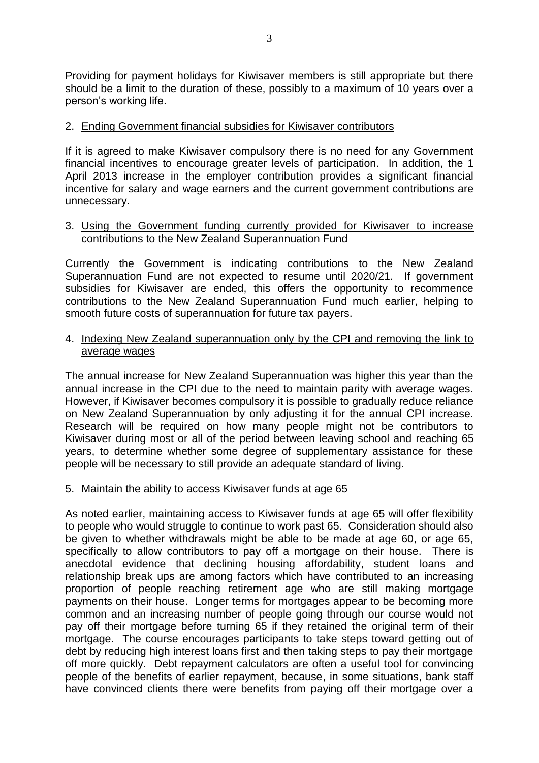Providing for payment holidays for Kiwisaver members is still appropriate but there should be a limit to the duration of these, possibly to a maximum of 10 years over a person's working life.

2. <u>Ending Government financial subsidies for Kiwisaver contributors</u>

If it is agreed to make Kiwisaver compulsory there is no need for any Government financial incentives to encourage greater levels of participation. In addition, the 1 April 2013 increase in the employer contribution provides a significant financial incentive for salary and wage earners and the current government contributions are unnecessary.

3. <u>Using the Government funding currently provided for Kiwisaver to increase contributions to the New Zealand Superannuation Fund</u>

Currently the Government is indicating contributions to the New Zealand Superannuation Fund are not expected to resume until 2020/21. If government subsidies for Kiwisaver are ended, this offers the opportunity to recommence contributions to the New Zealand Superannuation Fund much earlier, helping to smooth future costs of superannuation for future tax payers.

4. <u>Indexing New Zealand superannuation only by the CPI and removing the link to average wages</u>

The annual increase for New Zealand Superannuation was higher this year than the annual increase in the CPI due to the need to maintain parity with average wages. However, if Kiwisaver becomes compulsory it is possible to gradually reduce reliance on New Zealand Superannuation by only adjusting it for the annual CPI increase. Research will be required on how many people might not be contributors to Kiwisaver during most or all of the period between leaving school and reaching 65 years, to determine whether some degree of supplementary assistance for these people will be necessary to still provide an adequate standard of living.

5. <u>Maintain the ability to access Kiwisaver funds at age 65</u>

As noted earlier, maintaining access to Kiwisaver funds at age 65 will offer flexibility to people who would struggle to continue to work past 65. Consideration should also be given to whether withdrawals might be able to be made at age 60, or age 65, specifically to allow contributors to pay off a mortgage on their house. There is anecdotal evidence that declining housing affordability, student loans and relationship break ups are among factors which have contributed to an increasing proportion of people reaching retirement age who are still making mortgage payments on their house. Longer terms for mortgages appear to be becoming more common and an increasing number of people going through our course would not pay off their mortgage before turning 65 if they retained the original term of their mortgage. The course encourages participants to take steps toward getting out of debt by reducing high interest loans first and then taking steps to pay their mortgage off more quickly. Debt repayment calculators are often a useful tool for convincing people of the benefits of earlier repayment, because, in some situations, bank staff have convinced clients there were benefits from paying off their mortgage over a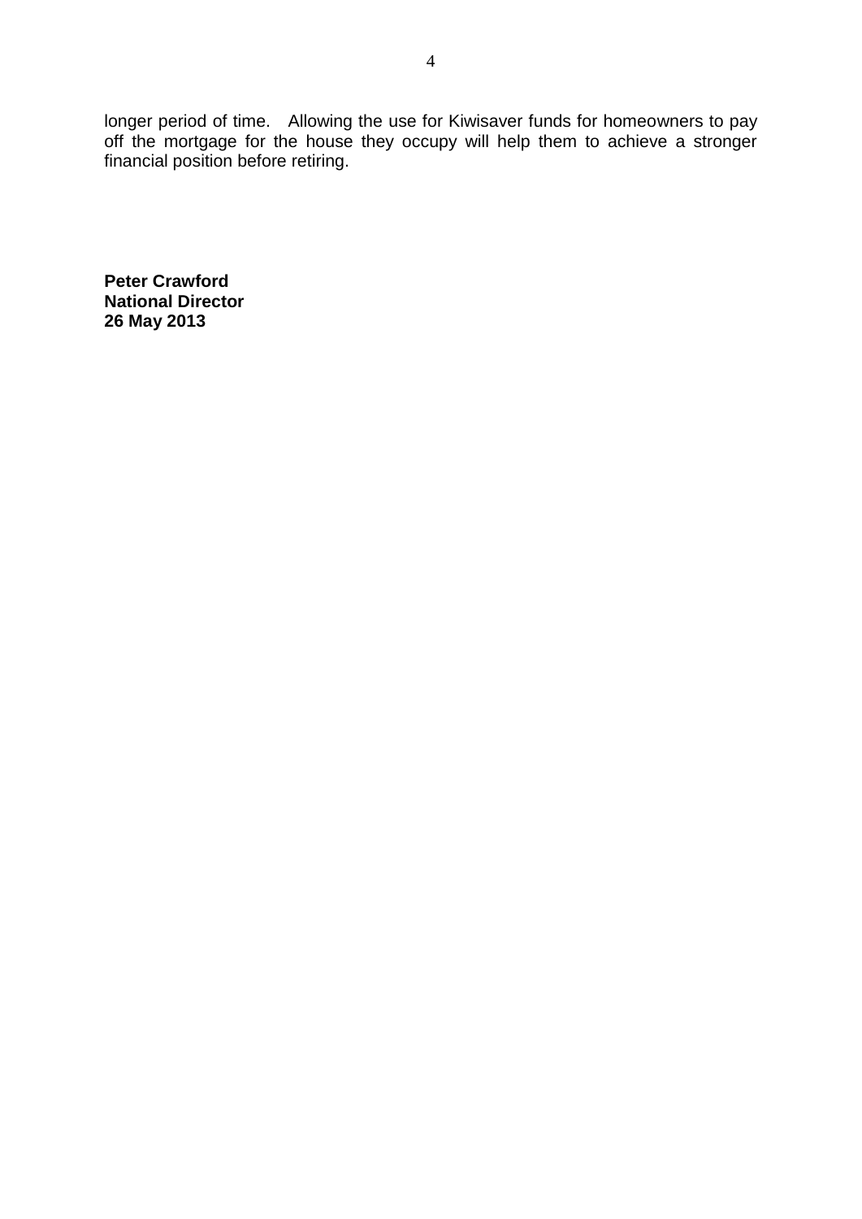longer period of time. Allowing the use for Kiwisaver funds for homeowners to pay off the mortgage for the house they occupy will help them to achieve a stronger financial position before retiring.

**Peter Crawford**
**National Director**
**26 May 2013**